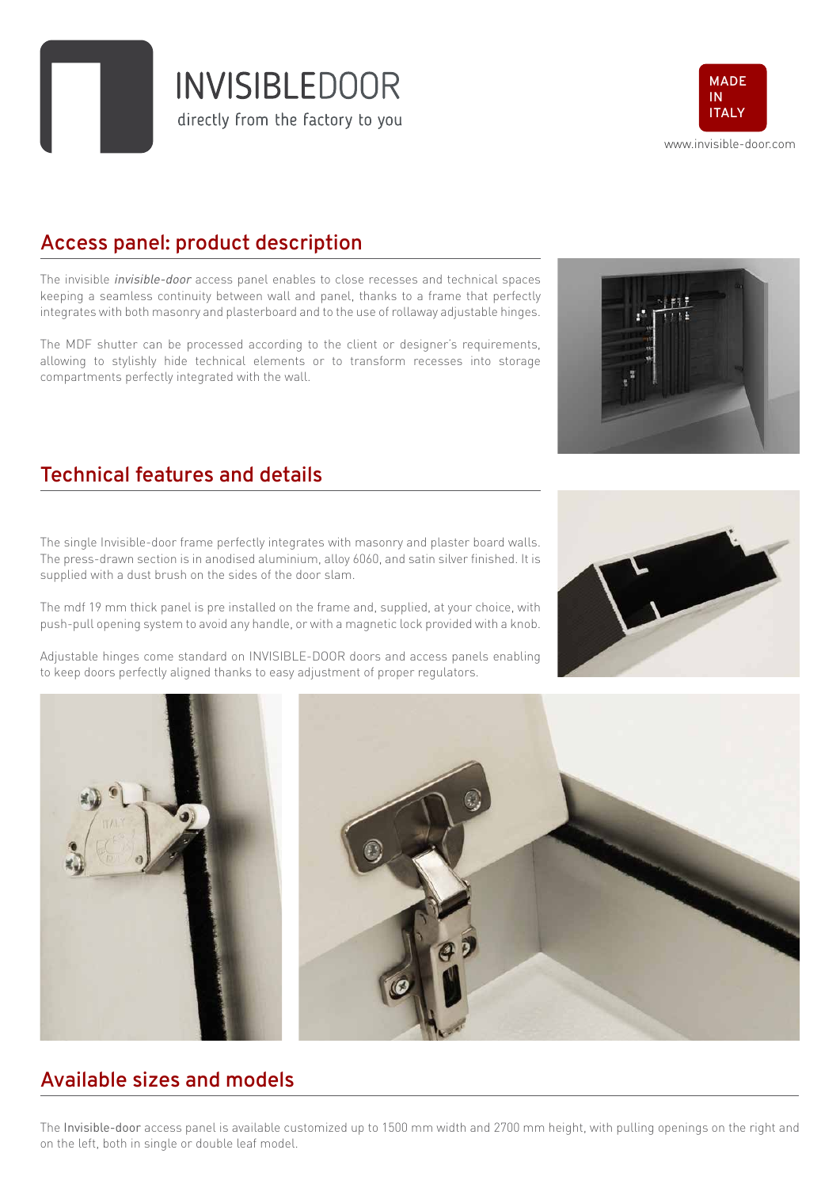INVISIBLEDOOR

directly from the factory to you

MADE IN ITALY

www.invisible-door.com

## Access panel: product description

The invisible *invisible-door* access panel enables to close recesses and technical spaces keeping a seamless continuity between wall and panel, thanks to a frame that perfectly integrates with both masonry and plasterboard and to the use of rollaway adjustable hinges.

The MDF shutter can be processed according to the client or designer's requirements, allowing to stylishly hide technical elements or to transform recesses into storage compartments perfectly integrated with the wall.

## Technical features and details

The single Invisible-door frame perfectly integrates with masonry and plaster board walls. The press-drawn section is in anodised aluminium, alloy 6060, and satin silver finished. It is supplied with a dust brush on the sides of the door slam.

The mdf 19 mm thick panel is pre installed on the frame and, supplied, at your choice, with push-pull opening system to avoid any handle, or with a magnetic lock provided with a knob.

Adjustable hinges come standard on INVISIBLE-DOOR doors and access panels enabling to keep doors perfectly aligned thanks to easy adjustment of proper regulators.

## Available sizes and models

The Invisible-door access panel is available customized up to 1500 mm width and 2700 mm height, with pulling openings on the right and on the left, both in single or double leaf model.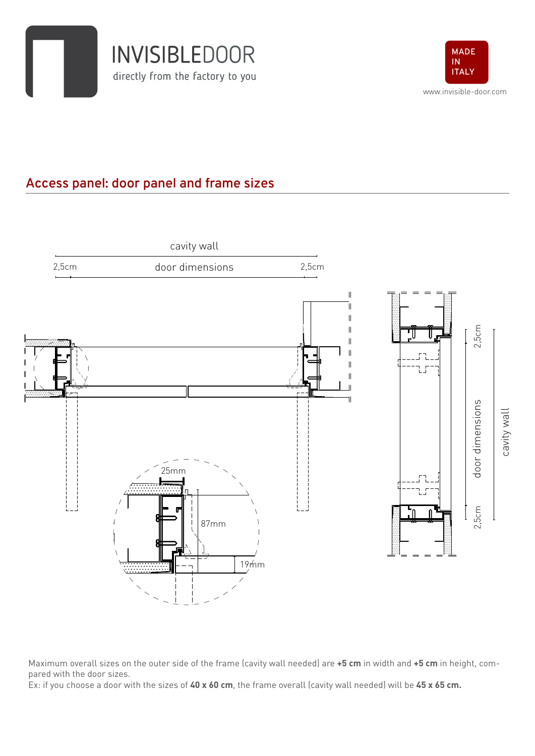## Access panel: door panel and frame sizes

Maximum overall sizes on the outer side of the frame (cavity wall needed) are **+5 cm** in width and **+5 cm** in height, compared with the door sizes.
Ex: if you choose a door with the sizes of **40 x 60 cm**, the frame overall (cavity wall needed) will be **45 x 65 cm.**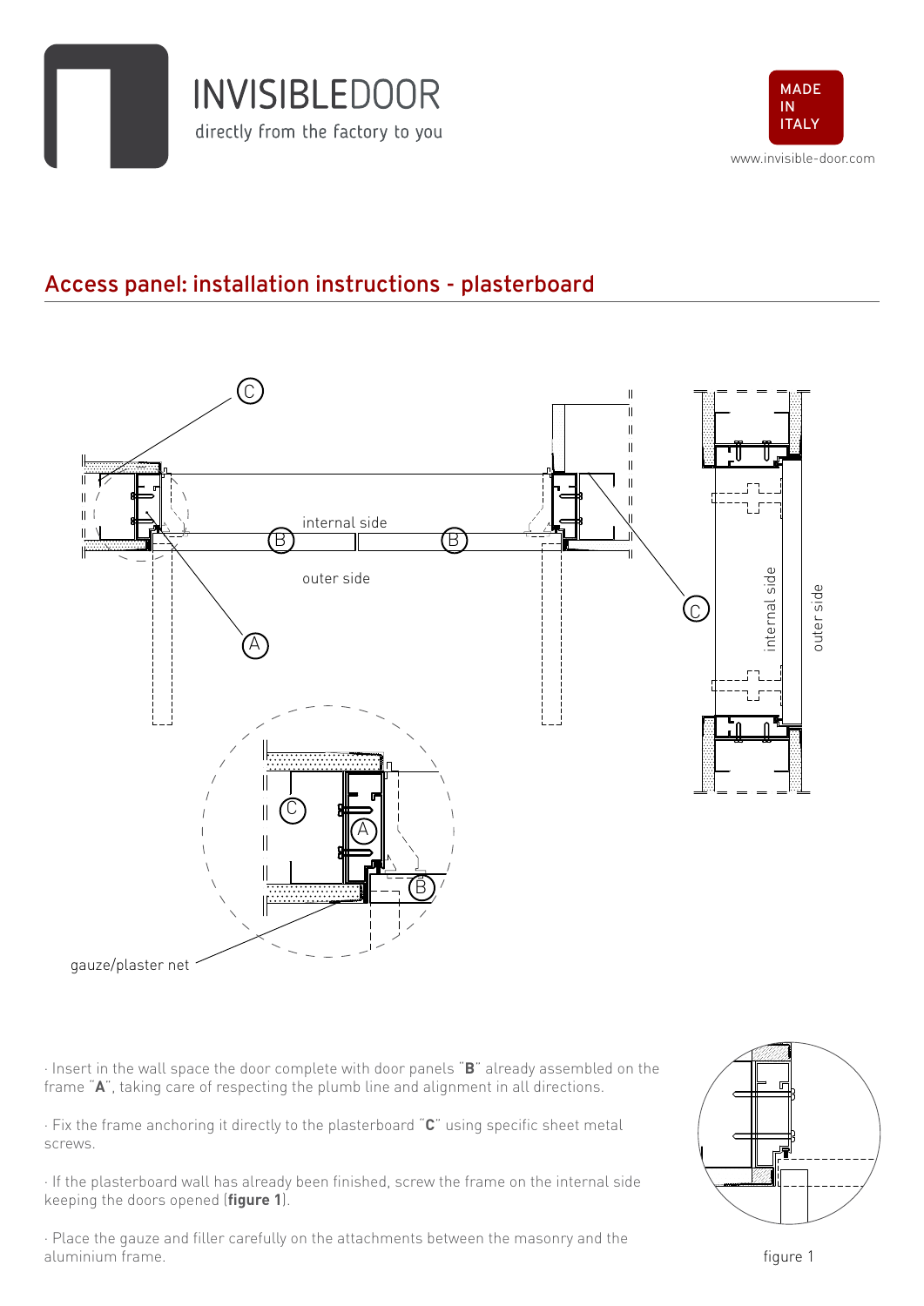## Access panel: installation instructions - plasterboard

· Insert in the wall space the door complete with door panels "**B**" already assembled on the frame "**A**", taking care of respecting the plumb line and alignment in all directions.

· Fix the frame anchoring it directly to the plasterboard "**C**" using specific sheet metal screws.

· If the plasterboard wall has already been finished, screw the frame on the internal side keeping the doors opened (**figure 1**).

· Place the gauze and filler carefully on the attachments between the masonry and the aluminium frame.

figure 1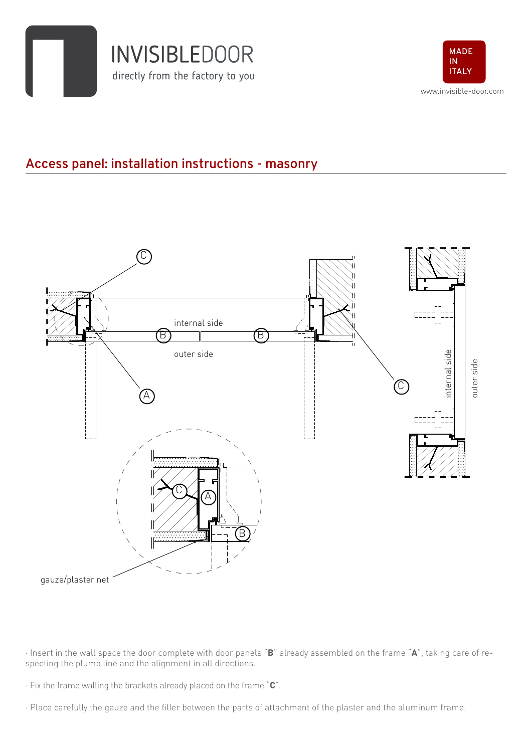INVISIBLEDOOR

directly from the factory to you

MADE IN ITALY

www.invisible-door.com

# Access panel: installation instructions - masonry

C

internal side

B B

outer side

A

C

internal side

outer side

C A

B

gauze/plaster net

· Insert in the wall space the door complete with door panels "**B**" already assembled on the frame "**A**", taking care of respecting the plumb line and the alignment in all directions.

· Fix the frame walling the brackets already placed on the frame "**C**".

· Place carefully the gauze and the filler between the parts of attachment of the plaster and the aluminum frame.